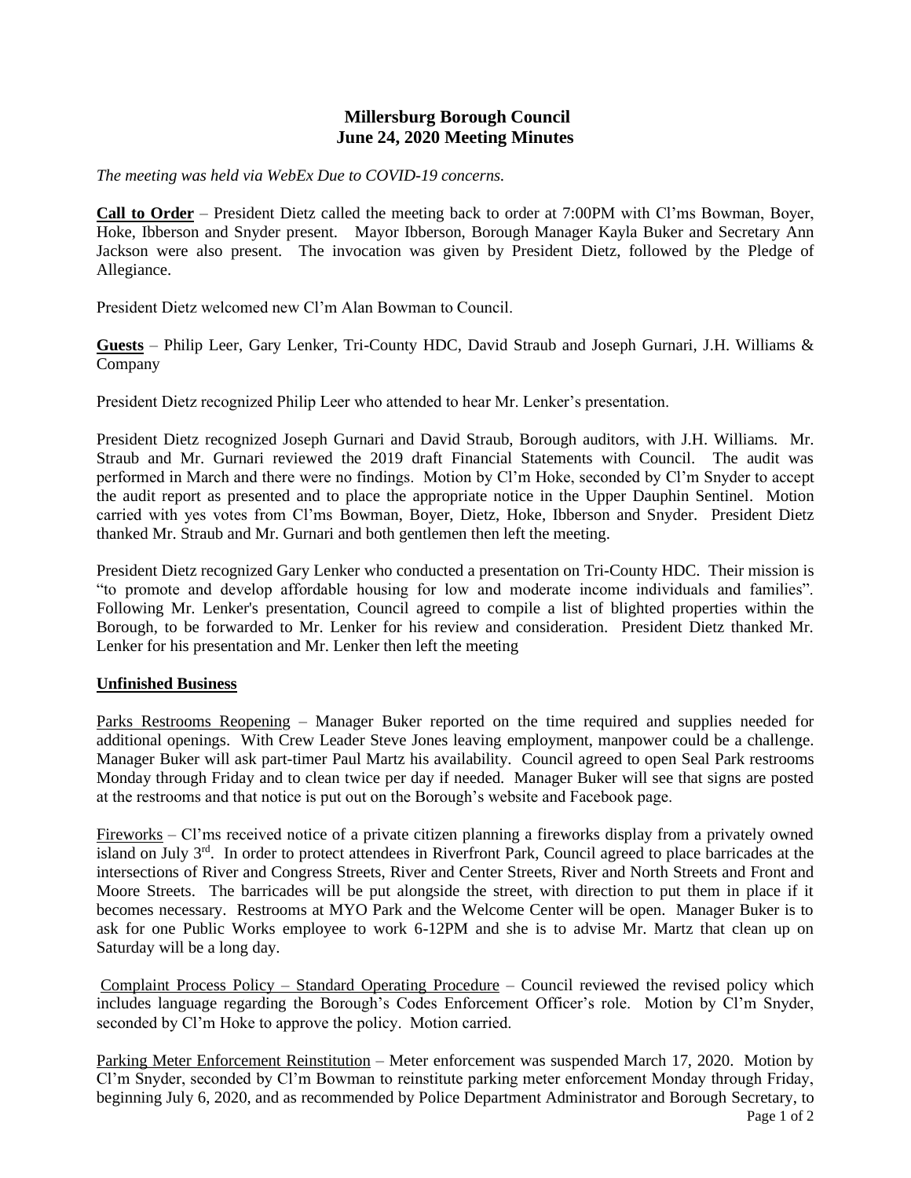# Millersburg Borough Council
## June 24, 2020 Meeting Minutes

*The meeting was held via WebEx Due to COVID-19 concerns.*

**Call to Order** – President Dietz called the meeting back to order at 7:00PM with Cl'ms Bowman, Boyer, Hoke, Ibberson and Snyder present. Mayor Ibberson, Borough Manager Kayla Buker and Secretary Ann Jackson were also present. The invocation was given by President Dietz, followed by the Pledge of Allegiance.

President Dietz welcomed new Cl'm Alan Bowman to Council.

**Guests** – Philip Leer, Gary Lenker, Tri-County HDC, David Straub and Joseph Gurnari, J.H. Williams & Company

President Dietz recognized Philip Leer who attended to hear Mr. Lenker's presentation.

President Dietz recognized Joseph Gurnari and David Straub, Borough auditors, with J.H. Williams. Mr. Straub and Mr. Gurnari reviewed the 2019 draft Financial Statements with Council. The audit was performed in March and there were no findings. Motion by Cl'm Hoke, seconded by Cl'm Snyder to accept the audit report as presented and to place the appropriate notice in the Upper Dauphin Sentinel. Motion carried with yes votes from Cl'ms Bowman, Boyer, Dietz, Hoke, Ibberson and Snyder. President Dietz thanked Mr. Straub and Mr. Gurnari and both gentlemen then left the meeting.

President Dietz recognized Gary Lenker who conducted a presentation on Tri-County HDC. Their mission is "to promote and develop affordable housing for low and moderate income individuals and families". Following Mr. Lenker's presentation, Council agreed to compile a list of blighted properties within the Borough, to be forwarded to Mr. Lenker for his review and consideration. President Dietz thanked Mr. Lenker for his presentation and Mr. Lenker then left the meeting

**Unfinished Business**

Parks Restrooms Reopening – Manager Buker reported on the time required and supplies needed for additional openings. With Crew Leader Steve Jones leaving employment, manpower could be a challenge. Manager Buker will ask part-timer Paul Martz his availability. Council agreed to open Seal Park restrooms Monday through Friday and to clean twice per day if needed. Manager Buker will see that signs are posted at the restrooms and that notice is put out on the Borough's website and Facebook page.

Fireworks – Cl'ms received notice of a private citizen planning a fireworks display from a privately owned island on July 3rd. In order to protect attendees in Riverfront Park, Council agreed to place barricades at the intersections of River and Congress Streets, River and Center Streets, River and North Streets and Front and Moore Streets. The barricades will be put alongside the street, with direction to put them in place if it becomes necessary. Restrooms at MYO Park and the Welcome Center will be open. Manager Buker is to ask for one Public Works employee to work 6-12PM and she is to advise Mr. Martz that clean up on Saturday will be a long day.

Complaint Process Policy – Standard Operating Procedure – Council reviewed the revised policy which includes language regarding the Borough's Codes Enforcement Officer's role. Motion by Cl'm Snyder, seconded by Cl'm Hoke to approve the policy. Motion carried.

Parking Meter Enforcement Reinstitution – Meter enforcement was suspended March 17, 2020. Motion by Cl'm Snyder, seconded by Cl'm Bowman to reinstitute parking meter enforcement Monday through Friday, beginning July 6, 2020, and as recommended by Police Department Administrator and Borough Secretary, to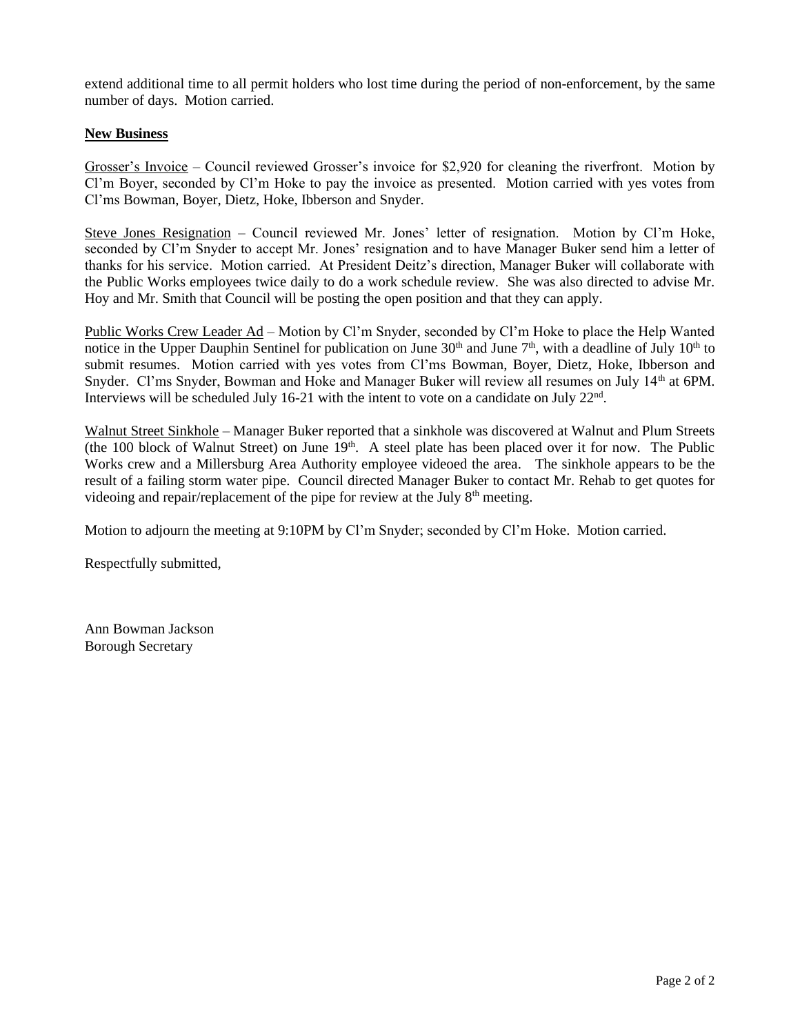extend additional time to all permit holders who lost time during the period of non-enforcement, by the same number of days. Motion carried.

**New Business**

Grosser's Invoice – Council reviewed Grosser's invoice for $2,920 for cleaning the riverfront. Motion by Cl'm Boyer, seconded by Cl'm Hoke to pay the invoice as presented. Motion carried with yes votes from Cl'ms Bowman, Boyer, Dietz, Hoke, Ibberson and Snyder.

Steve Jones Resignation – Council reviewed Mr. Jones' letter of resignation. Motion by Cl'm Hoke, seconded by Cl'm Snyder to accept Mr. Jones' resignation and to have Manager Buker send him a letter of thanks for his service. Motion carried. At President Deitz's direction, Manager Buker will collaborate with the Public Works employees twice daily to do a work schedule review. She was also directed to advise Mr. Hoy and Mr. Smith that Council will be posting the open position and that they can apply.

Public Works Crew Leader Ad – Motion by Cl'm Snyder, seconded by Cl'm Hoke to place the Help Wanted notice in the Upper Dauphin Sentinel for publication on June 30th and June 7th, with a deadline of July 10th to submit resumes. Motion carried with yes votes from Cl'ms Bowman, Boyer, Dietz, Hoke, Ibberson and Snyder. Cl'ms Snyder, Bowman and Hoke and Manager Buker will review all resumes on July 14th at 6PM. Interviews will be scheduled July 16-21 with the intent to vote on a candidate on July 22nd.

Walnut Street Sinkhole – Manager Buker reported that a sinkhole was discovered at Walnut and Plum Streets (the 100 block of Walnut Street) on June 19th. A steel plate has been placed over it for now. The Public Works crew and a Millersburg Area Authority employee videoed the area. The sinkhole appears to be the result of a failing storm water pipe. Council directed Manager Buker to contact Mr. Rehab to get quotes for videoing and repair/replacement of the pipe for review at the July 8th meeting.

Motion to adjourn the meeting at 9:10PM by Cl'm Snyder; seconded by Cl'm Hoke. Motion carried.

Respectfully submitted,

Ann Bowman Jackson
Borough Secretary